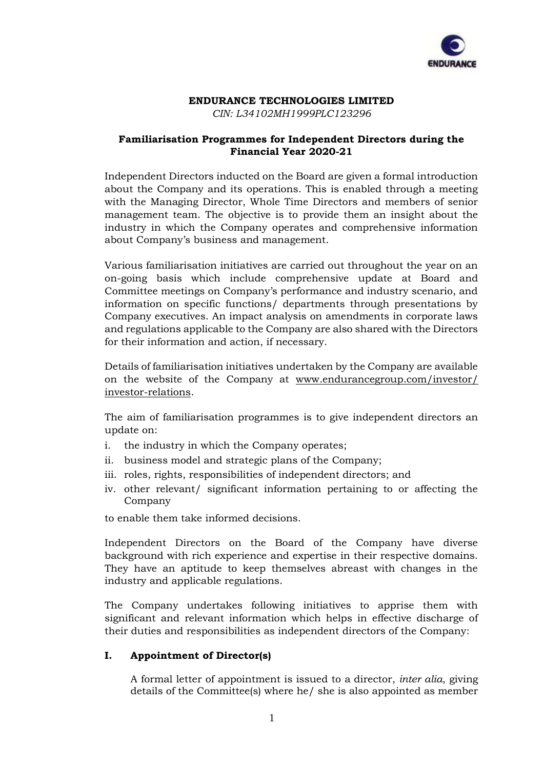**ENDURANCE TECHNOLOGIES LIMITED**

*CIN: L34102MH1999PLC123296*

## Familiarisation Programmes for Independent Directors during the Financial Year 2020-21

Independent Directors inducted on the Board are given a formal introduction about the Company and its operations. This is enabled through a meeting with the Managing Director, Whole Time Directors and members of senior management team. The objective is to provide them an insight about the industry in which the Company operates and comprehensive information about Company's business and management.

Various familiarisation initiatives are carried out throughout the year on an on-going basis which include comprehensive update at Board and Committee meetings on Company's performance and industry scenario, and information on specific functions/ departments through presentations by Company executives. An impact analysis on amendments in corporate laws and regulations applicable to the Company are also shared with the Directors for their information and action, if necessary.

Details of familiarisation initiatives undertaken by the Company are available on the website of the Company at www.endurancegroup.com/investor/investor-relations.

The aim of familiarisation programmes is to give independent directors an update on:

i. the industry in which the Company operates;
ii. business model and strategic plans of the Company;
iii. roles, rights, responsibilities of independent directors; and
iv. other relevant/ significant information pertaining to or affecting the Company

to enable them take informed decisions.

Independent Directors on the Board of the Company have diverse background with rich experience and expertise in their respective domains. They have an aptitude to keep themselves abreast with changes in the industry and applicable regulations.

The Company undertakes following initiatives to apprise them with significant and relevant information which helps in effective discharge of their duties and responsibilities as independent directors of the Company:

### I. Appointment of Director(s)

A formal letter of appointment is issued to a director, *inter alia*, giving details of the Committee(s) where he/ she is also appointed as member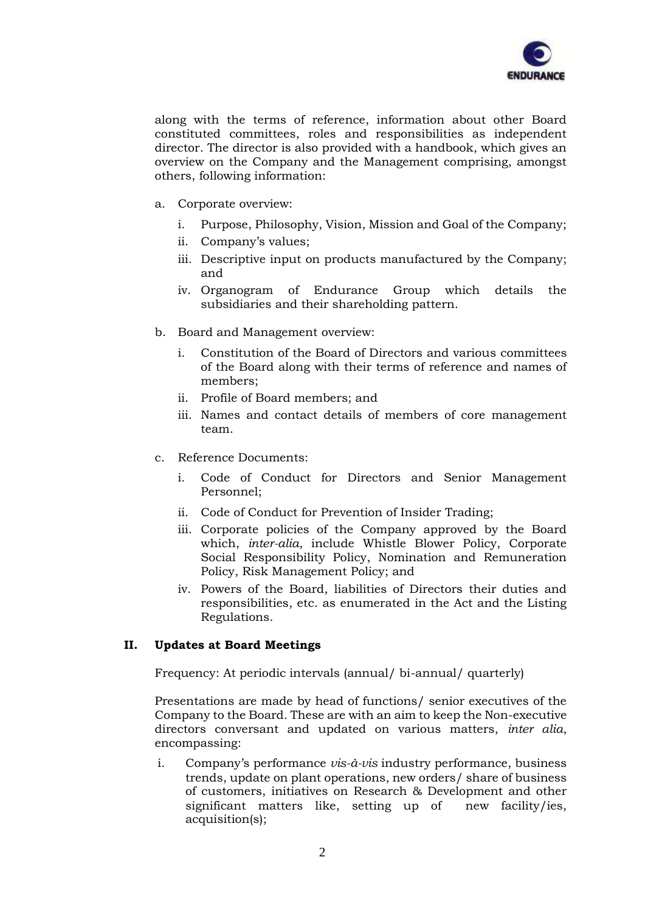along with the terms of reference, information about other Board constituted committees, roles and responsibilities as independent director. The director is also provided with a handbook, which gives an overview on the Company and the Management comprising, amongst others, following information:

a. Corporate overview:

   i. Purpose, Philosophy, Vision, Mission and Goal of the Company;
   ii. Company's values;
   iii. Descriptive input on products manufactured by the Company; and
   iv. Organogram of Endurance Group which details the subsidiaries and their shareholding pattern.

b. Board and Management overview:

   i. Constitution of the Board of Directors and various committees of the Board along with their terms of reference and names of members;
   ii. Profile of Board members; and
   iii. Names and contact details of members of core management team.

c. Reference Documents:

   i. Code of Conduct for Directors and Senior Management Personnel;
   ii. Code of Conduct for Prevention of Insider Trading;
   iii. Corporate policies of the Company approved by the Board which, *inter-alia*, include Whistle Blower Policy, Corporate Social Responsibility Policy, Nomination and Remuneration Policy, Risk Management Policy; and
   iv. Powers of the Board, liabilities of Directors their duties and responsibilities, etc. as enumerated in the Act and the Listing Regulations.

## II. Updates at Board Meetings

Frequency: At periodic intervals (annual/ bi-annual/ quarterly)

Presentations are made by head of functions/ senior executives of the Company to the Board. These are with an aim to keep the Non-executive directors conversant and updated on various matters, *inter alia*, encompassing:

i. Company's performance *vis-à-vis* industry performance, business trends, update on plant operations, new orders/ share of business of customers, initiatives on Research & Development and other significant matters like, setting up of new facility/ies, acquisition(s);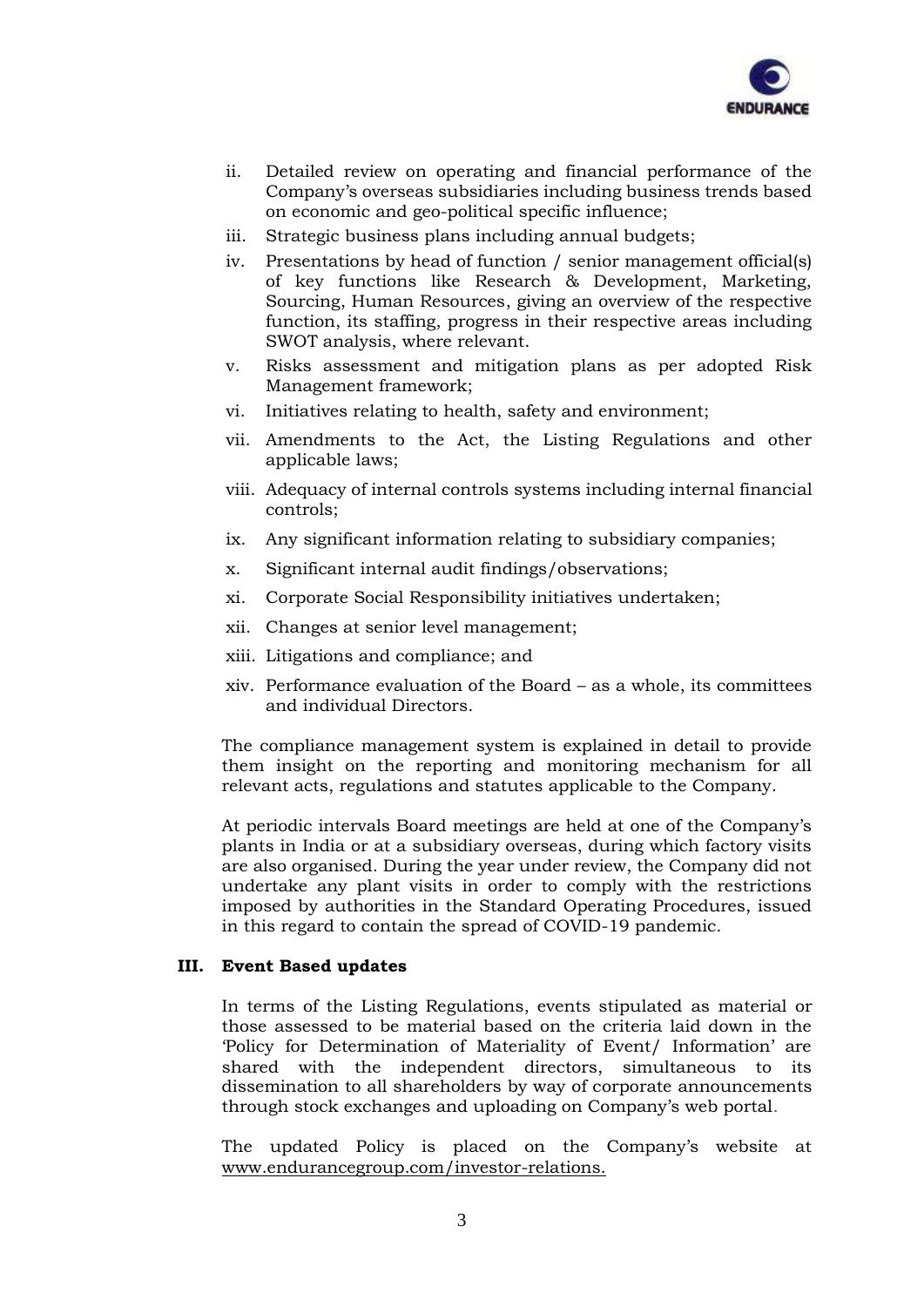ii. Detailed review on operating and financial performance of the Company's overseas subsidiaries including business trends based on economic and geo-political specific influence;

iii. Strategic business plans including annual budgets;

iv. Presentations by head of function / senior management official(s) of key functions like Research & Development, Marketing, Sourcing, Human Resources, giving an overview of the respective function, its staffing, progress in their respective areas including SWOT analysis, where relevant.

v. Risks assessment and mitigation plans as per adopted Risk Management framework;

vi. Initiatives relating to health, safety and environment;

vii. Amendments to the Act, the Listing Regulations and other applicable laws;

viii. Adequacy of internal controls systems including internal financial controls;

ix. Any significant information relating to subsidiary companies;

x. Significant internal audit findings/observations;

xi. Corporate Social Responsibility initiatives undertaken;

xii. Changes at senior level management;

xiii. Litigations and compliance; and

xiv. Performance evaluation of the Board – as a whole, its committees and individual Directors.

The compliance management system is explained in detail to provide them insight on the reporting and monitoring mechanism for all relevant acts, regulations and statutes applicable to the Company.

At periodic intervals Board meetings are held at one of the Company's plants in India or at a subsidiary overseas, during which factory visits are also organised. During the year under review, the Company did not undertake any plant visits in order to comply with the restrictions imposed by authorities in the Standard Operating Procedures, issued in this regard to contain the spread of COVID-19 pandemic.

## III. Event Based updates

In terms of the Listing Regulations, events stipulated as material or those assessed to be material based on the criteria laid down in the 'Policy for Determination of Materiality of Event/ Information' are shared with the independent directors, simultaneous to its dissemination to all shareholders by way of corporate announcements through stock exchanges and uploading on Company's web portal.

The updated Policy is placed on the Company's website at www.endurancegroup.com/investor-relations.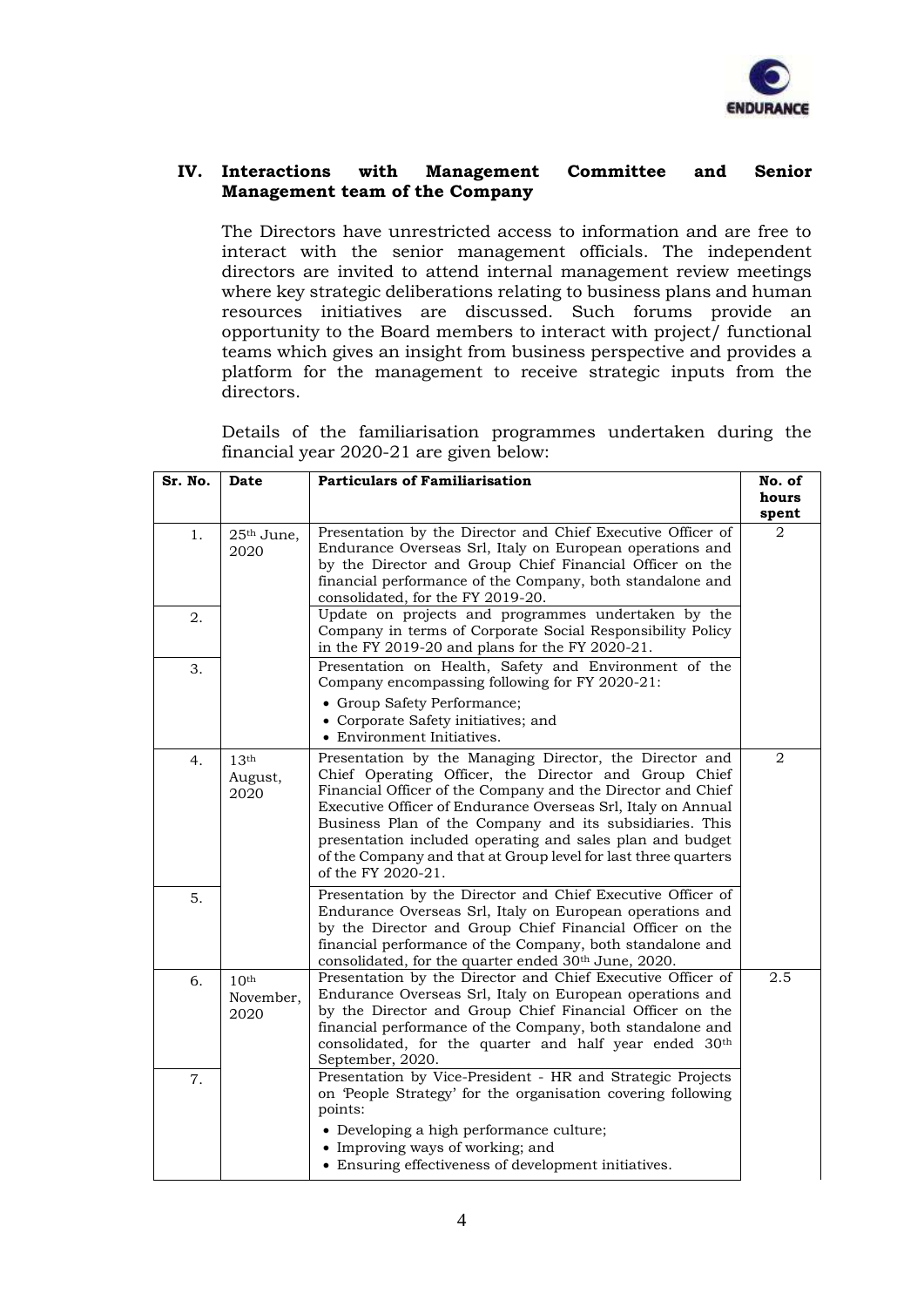## IV. Interactions with Management Committee and Senior Management team of the Company

The Directors have unrestricted access to information and are free to interact with the senior management officials. The independent directors are invited to attend internal management review meetings where key strategic deliberations relating to business plans and human resources initiatives are discussed. Such forums provide an opportunity to the Board members to interact with project/ functional teams which gives an insight from business perspective and provides a platform for the management to receive strategic inputs from the directors.

Details of the familiarisation programmes undertaken during the financial year 2020-21 are given below:

| Sr. No. | Date | Particulars of Familiarisation | No. of hours spent |
|---|---|---|---|
| 1. | 25th June, 2020 | Presentation by the Director and Chief Executive Officer of Endurance Overseas Srl, Italy on European operations and by the Director and Group Chief Financial Officer on the financial performance of the Company, both standalone and consolidated, for the FY 2019-20. | 2 |
| 2. | | Update on projects and programmes undertaken by the Company in terms of Corporate Social Responsibility Policy in the FY 2019-20 and plans for the FY 2020-21. | |
| 3. | | Presentation on Health, Safety and Environment of the Company encompassing following for FY 2020-21: <br>• Group Safety Performance; <br>• Corporate Safety initiatives; and <br>• Environment Initiatives. | |
| 4. | 13th August, 2020 | Presentation by the Managing Director, the Director and Chief Operating Officer, the Director and Group Chief Financial Officer of the Company and the Director and Chief Executive Officer of Endurance Overseas Srl, Italy on Annual Business Plan of the Company and its subsidiaries. This presentation included operating and sales plan and budget of the Company and that at Group level for last three quarters of the FY 2020-21. | 2 |
| 5. | | Presentation by the Director and Chief Executive Officer of Endurance Overseas Srl, Italy on European operations and by the Director and Group Chief Financial Officer on the financial performance of the Company, both standalone and consolidated, for the quarter ended 30th June, 2020. | |
| 6. | 10th November, 2020 | Presentation by the Director and Chief Executive Officer of Endurance Overseas Srl, Italy on European operations and by the Director and Group Chief Financial Officer on the financial performance of the Company, both standalone and consolidated, for the quarter and half year ended 30th September, 2020. | 2.5 |
| 7. | | Presentation by Vice-President - HR and Strategic Projects on 'People Strategy' for the organisation covering following points: <br>• Developing a high performance culture; <br>• Improving ways of working; and <br>• Ensuring effectiveness of development initiatives. | |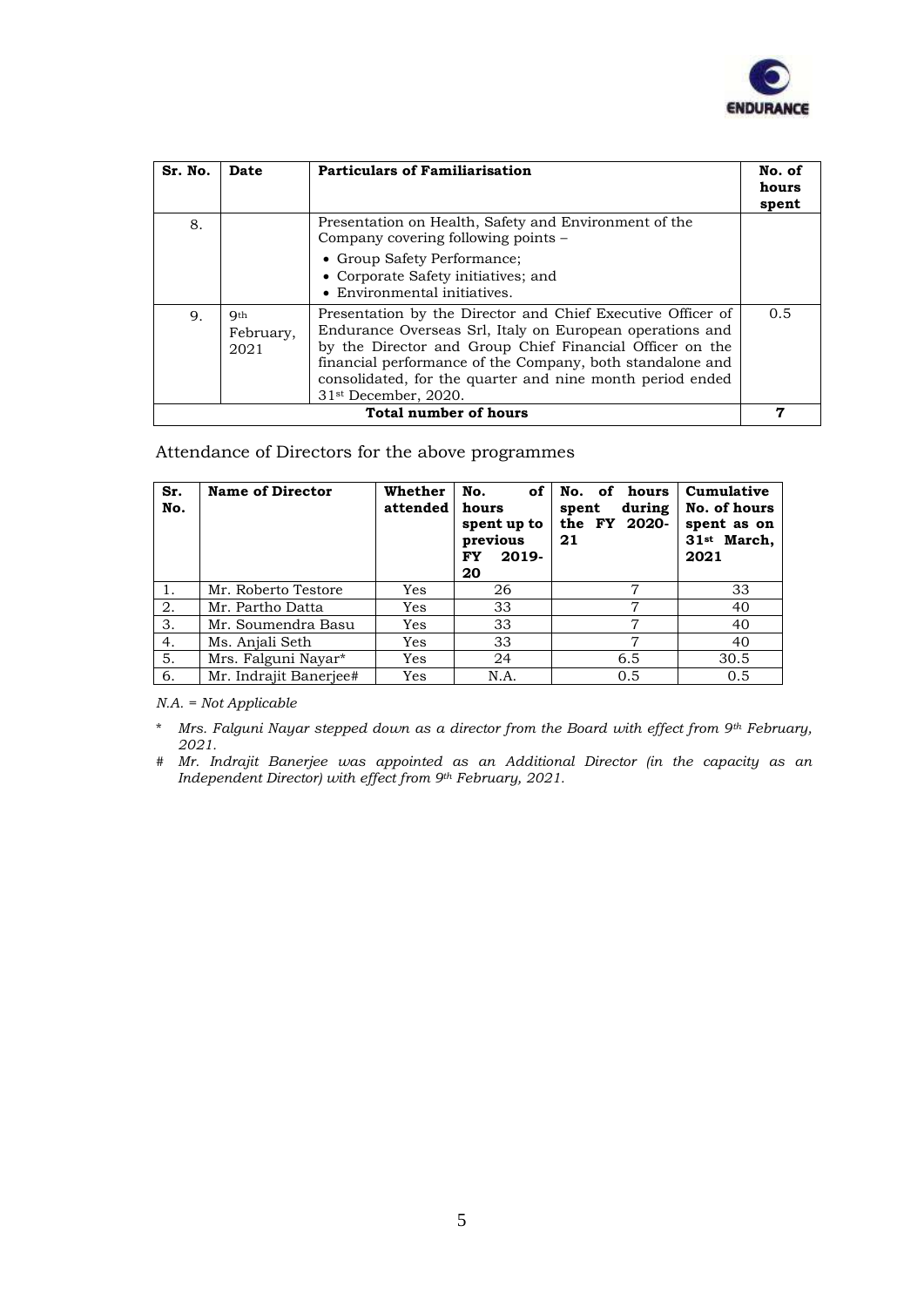| Sr. No. | Date | Particulars of Familiarisation | No. of hours spent |
|---|---|---|---|
| 8. | | Presentation on Health, Safety and Environment of the Company covering following points – <br>• Group Safety Performance; <br>• Corporate Safety initiatives; and <br>• Environmental initiatives. | |
| 9. | 9th February, 2021 | Presentation by the Director and Chief Executive Officer of Endurance Overseas Srl, Italy on European operations and by the Director and Group Chief Financial Officer on the financial performance of the Company, both standalone and consolidated, for the quarter and nine month period ended 31st December, 2020. | 0.5 |
| **Total number of hours** | | | **7** |

Attendance of Directors for the above programmes

| Sr. No. | Name of Director | Whether attended | No. of hours spent up to previous FY 2019-20 | No. of hours spent during the FY 2020-21 | Cumulative No. of hours spent as on 31st March, 2021 |
|---|---|---|---|---|---|
| 1. | Mr. Roberto Testore | Yes | 26 | 7 | 33 |
| 2. | Mr. Partho Datta | Yes | 33 | 7 | 40 |
| 3. | Mr. Soumendra Basu | Yes | 33 | 7 | 40 |
| 4. | Ms. Anjali Seth | Yes | 33 | 7 | 40 |
| 5. | Mrs. Falguni Nayar* | Yes | 24 | 6.5 | 30.5 |
| 6. | Mr. Indrajit Banerjee# | Yes | N.A. | 0.5 | 0.5 |

*N.A. = Not Applicable*

\* *Mrs. Falguni Nayar stepped down as a director from the Board with effect from 9th February, 2021.*

\# *Mr. Indrajit Banerjee was appointed as an Additional Director (in the capacity as an Independent Director) with effect from 9th February, 2021.*